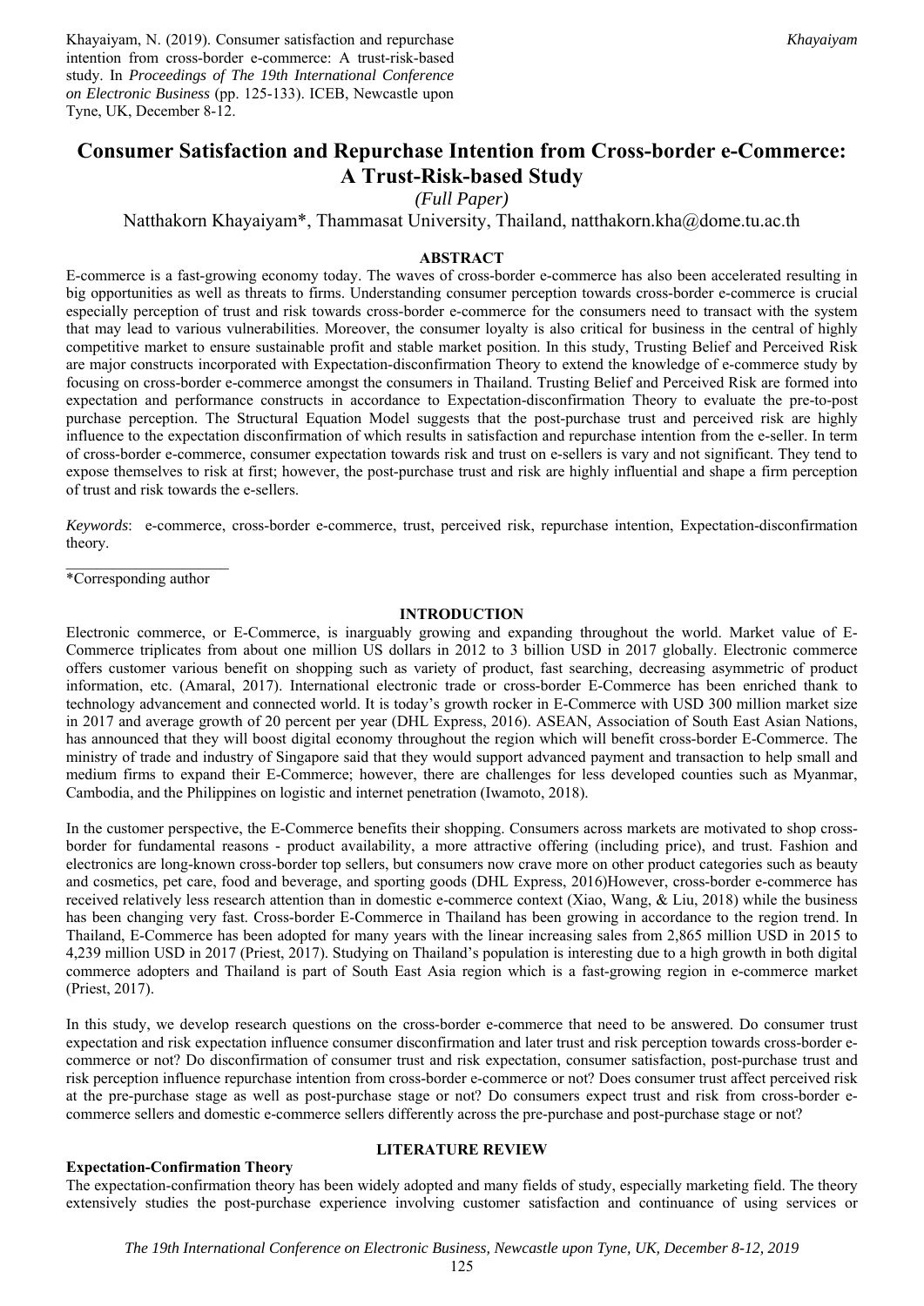Khayaiyam, N. (2019). Consumer satisfaction and repurchase intention from cross-border e-commerce: A trust-risk-based study. In *Proceedings of The 19th International Conference on Electronic Business* (pp. 125-133). ICEB, Newcastle upon Tyne, UK, December 8-12.

# Consumer Satisfaction and Repurchase Intention from Cross-border e-Commerce: A Trust-Risk-based Study

*(Full Paper)*

Natthakorn Khayaiyam*, Thammasat University, Thailand, natthakorn.kha@dome.tu.ac.th

## ABSTRACT

E-commerce is a fast-growing economy today. The waves of cross-border e-commerce has also been accelerated resulting in big opportunities as well as threats to firms. Understanding consumer perception towards cross-border e-commerce is crucial especially perception of trust and risk towards cross-border e-commerce for the consumers need to transact with the system that may lead to various vulnerabilities. Moreover, the consumer loyalty is also critical for business in the central of highly competitive market to ensure sustainable profit and stable market position. In this study, Trusting Belief and Perceived Risk are major constructs incorporated with Expectation-disconfirmation Theory to extend the knowledge of e-commerce study by focusing on cross-border e-commerce amongst the consumers in Thailand. Trusting Belief and Perceived Risk are formed into expectation and performance constructs in accordance to Expectation-disconfirmation Theory to evaluate the pre-to-post purchase perception. The Structural Equation Model suggests that the post-purchase trust and perceived risk are highly influence to the expectation disconfirmation of which results in satisfaction and repurchase intention from the e-seller. In term of cross-border e-commerce, consumer expectation towards risk and trust on e-sellers is vary and not significant. They tend to expose themselves to risk at first; however, the post-purchase trust and risk are highly influential and shape a firm perception of trust and risk towards the e-sellers.

*Keywords*: e-commerce, cross-border e-commerce, trust, perceived risk, repurchase intention, Expectation-disconfirmation theory.

*Corresponding author

## INTRODUCTION

Electronic commerce, or E-Commerce, is inarguably growing and expanding throughout the world. Market value of E-Commerce triplicates from about one million US dollars in 2012 to 3 billion USD in 2017 globally. Electronic commerce offers customer various benefit on shopping such as variety of product, fast searching, decreasing asymmetric of product information, etc. (Amaral, 2017). International electronic trade or cross-border E-Commerce has been enriched thank to technology advancement and connected world. It is today's growth rocker in E-Commerce with USD 300 million market size in 2017 and average growth of 20 percent per year (DHL Express, 2016). ASEAN, Association of South East Asian Nations, has announced that they will boost digital economy throughout the region which will benefit cross-border E-Commerce. The ministry of trade and industry of Singapore said that they would support advanced payment and transaction to help small and medium firms to expand their E-Commerce; however, there are challenges for less developed counties such as Myanmar, Cambodia, and the Philippines on logistic and internet penetration (Iwamoto, 2018).

In the customer perspective, the E-Commerce benefits their shopping. Consumers across markets are motivated to shop cross-border for fundamental reasons - product availability, a more attractive offering (including price), and trust. Fashion and electronics are long-known cross-border top sellers, but consumers now crave more on other product categories such as beauty and cosmetics, pet care, food and beverage, and sporting goods (DHL Express, 2016)However, cross-border e-commerce has received relatively less research attention than in domestic e-commerce context (Xiao, Wang, & Liu, 2018) while the business has been changing very fast. Cross-border E-Commerce in Thailand has been growing in accordance to the region trend. In Thailand, E-Commerce has been adopted for many years with the linear increasing sales from 2,865 million USD in 2015 to 4,239 million USD in 2017 (Priest, 2017). Studying on Thailand's population is interesting due to a high growth in both digital commerce adopters and Thailand is part of South East Asia region which is a fast-growing region in e-commerce market (Priest, 2017).

In this study, we develop research questions on the cross-border e-commerce that need to be answered. Do consumer trust expectation and risk expectation influence consumer disconfirmation and later trust and risk perception towards cross-border e-commerce or not? Do disconfirmation of consumer trust and risk expectation, consumer satisfaction, post-purchase trust and risk perception influence repurchase intention from cross-border e-commerce or not? Does consumer trust affect perceived risk at the pre-purchase stage as well as post-purchase stage or not? Do consumers expect trust and risk from cross-border e-commerce sellers and domestic e-commerce sellers differently across the pre-purchase and post-purchase stage or not?

## LITERATURE REVIEW

### Expectation-Confirmation Theory

The expectation-confirmation theory has been widely adopted and many fields of study, especially marketing field. The theory extensively studies the post-purchase experience involving customer satisfaction and continuance of using services or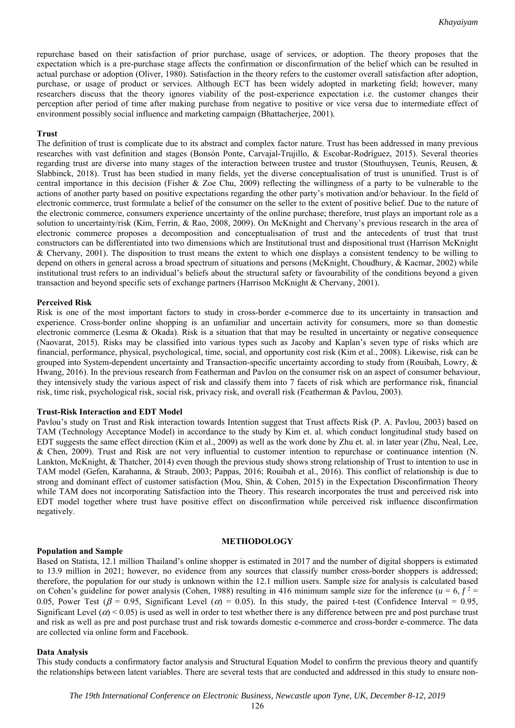repurchase based on their satisfaction of prior purchase, usage of services, or adoption. The theory proposes that the expectation which is a pre-purchase stage affects the confirmation or disconfirmation of the belief which can be resulted in actual purchase or adoption (Oliver, 1980). Satisfaction in the theory refers to the customer overall satisfaction after adoption, purchase, or usage of product or services. Although ECT has been widely adopted in marketing field; however, many researchers discuss that the theory ignores viability of the post-experience expectation i.e. the customer changes their perception after period of time after making purchase from negative to positive or vice versa due to intermediate effect of environment possibly social influence and marketing campaign (Bhattacherjee, 2001).

### Trust

The definition of trust is complicate due to its abstract and complex factor nature. Trust has been addressed in many previous researches with vast definition and stages (Bonsón Ponte, Carvajal-Trujillo, & Escobar-Rodríguez, 2015). Several theories regarding trust are diverse into many stages of the interaction between trustee and trustor (Stouthuysen, Teunis, Reusen, & Slabbinck, 2018). Trust has been studied in many fields, yet the diverse conceptualisation of trust is ununified. Trust is of central importance in this decision (Fisher & Zoe Chu, 2009) reflecting the willingness of a party to be vulnerable to the actions of another party based on positive expectations regarding the other party's motivation and/or behaviour. In the field of electronic commerce, trust formulate a belief of the consumer on the seller to the extent of positive belief. Due to the nature of the electronic commerce, consumers experience uncertainty of the online purchase; therefore, trust plays an important role as a solution to uncertainty/risk (Kim, Ferrin, & Rao, 2008, 2009). On McKnight and Chervany's previous research in the area of electronic commerce proposes a decomposition and conceptualisation of trust and the antecedents of trust that trust constructors can be differentiated into two dimensions which are Institutional trust and dispositional trust (Harrison McKnight & Chervany, 2001). The disposition to trust means the extent to which one displays a consistent tendency to be willing to depend on others in general across a broad spectrum of situations and persons (McKnight, Choudhury, & Kacmar, 2002) while institutional trust refers to an individual's beliefs about the structural safety or favourability of the conditions beyond a given transaction and beyond specific sets of exchange partners (Harrison McKnight & Chervany, 2001).

### Perceived Risk

Risk is one of the most important factors to study in cross-border e-commerce due to its uncertainty in transaction and experience. Cross-border online shopping is an unfamiliar and uncertain activity for consumers, more so than domestic electronic commerce (Lesma & Okada). Risk is a situation that that may be resulted in uncertainty or negative consequence (Naovarat, 2015). Risks may be classified into various types such as Jacoby and Kaplan's seven type of risks which are financial, performance, physical, psychological, time, social, and opportunity cost risk (Kim et al., 2008). Likewise, risk can be grouped into System-dependent uncertainty and Transaction-specific uncertainty according to study from (Rouibah, Lowry, & Hwang, 2016). In the previous research from Featherman and Pavlou on the consumer risk on an aspect of consumer behaviour, they intensively study the various aspect of risk and classify them into 7 facets of risk which are performance risk, financial risk, time risk, psychological risk, social risk, privacy risk, and overall risk (Featherman & Pavlou, 2003).

### Trust-Risk Interaction and EDT Model

Pavlou's study on Trust and Risk interaction towards Intention suggest that Trust affects Risk (P. A. Pavlou, 2003) based on TAM (Technology Acceptance Model) in accordance to the study by Kim et. al. which conduct longitudinal study based on EDT suggests the same effect direction (Kim et al., 2009) as well as the work done by Zhu et. al. in later year (Zhu, Neal, Lee, & Chen, 2009). Trust and Risk are not very influential to customer intention to repurchase or continuance intention (N. Lankton, McKnight, & Thatcher, 2014) even though the previous study shows strong relationship of Trust to intention to use in TAM model (Gefen, Karahanna, & Straub, 2003; Pappas, 2016; Rouibah et al., 2016). This conflict of relationship is due to strong and dominant effect of customer satisfaction (Mou, Shin, & Cohen, 2015) in the Expectation Disconfirmation Theory while TAM does not incorporating Satisfaction into the Theory. This research incorporates the trust and perceived risk into EDT model together where trust have positive effect on disconfirmation while perceived risk influence disconfirmation negatively.

## METHODOLOGY

### Population and Sample

Based on Statista, 12.1 million Thailand's online shopper is estimated in 2017 and the number of digital shoppers is estimated to 13.9 million in 2021; however, no evidence from any sources that classify number cross-border shoppers is addressed; therefore, the population for our study is unknown within the 12.1 million users. Sample size for analysis is calculated based on Cohen's guideline for power analysis (Cohen, 1988) resulting in 416 minimum sample size for the inference ($u$ = 6, $f^2$ = 0.05, Power Test ($\beta$ = 0.95, Significant Level ($\alpha$) = 0.05). In this study, the paired t-test (Confidence Interval = 0.95, Significant Level ($\alpha$) < 0.05) is used as well in order to test whether there is any difference between pre and post purchase trust and risk as well as pre and post purchase trust and risk towards domestic e-commerce and cross-border e-commerce. The data are collected via online form and Facebook.

### Data Analysis

This study conducts a confirmatory factor analysis and Structural Equation Model to confirm the previous theory and quantify the relationships between latent variables. There are several tests that are conducted and addressed in this study to ensure non-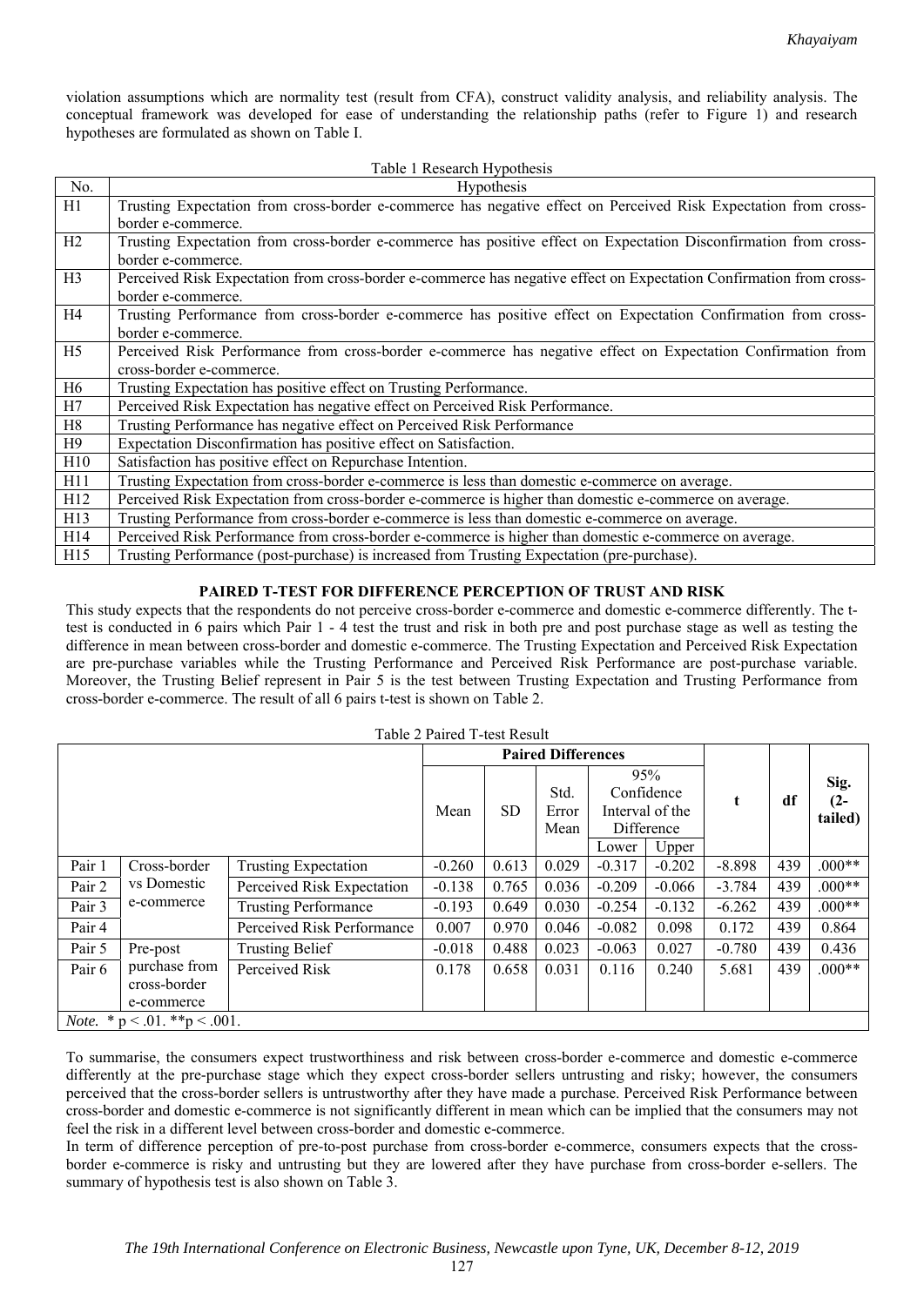violation assumptions which are normality test (result from CFA), construct validity analysis, and reliability analysis. The conceptual framework was developed for ease of understanding the relationship paths (refer to Figure 1) and research hypotheses are formulated as shown on Table I.

Table 1 Research Hypothesis

| No. | Hypothesis |
|---|---|
| H1 | Trusting Expectation from cross-border e-commerce has negative effect on Perceived Risk Expectation from cross-border e-commerce. |
| H2 | Trusting Expectation from cross-border e-commerce has positive effect on Expectation Disconfirmation from cross-border e-commerce. |
| H3 | Perceived Risk Expectation from cross-border e-commerce has negative effect on Expectation Confirmation from cross-border e-commerce. |
| H4 | Trusting Performance from cross-border e-commerce has positive effect on Expectation Confirmation from cross-border e-commerce. |
| H5 | Perceived Risk Performance from cross-border e-commerce has negative effect on Expectation Confirmation from cross-border e-commerce. |
| H6 | Trusting Expectation has positive effect on Trusting Performance. |
| H7 | Perceived Risk Expectation has negative effect on Perceived Risk Performance. |
| H8 | Trusting Performance has negative effect on Perceived Risk Performance |
| H9 | Expectation Disconfirmation has positive effect on Satisfaction. |
| H10 | Satisfaction has positive effect on Repurchase Intention. |
| H11 | Trusting Expectation from cross-border e-commerce is less than domestic e-commerce on average. |
| H12 | Perceived Risk Expectation from cross-border e-commerce is higher than domestic e-commerce on average. |
| H13 | Trusting Performance from cross-border e-commerce is less than domestic e-commerce on average. |
| H14 | Perceived Risk Performance from cross-border e-commerce is higher than domestic e-commerce on average. |
| H15 | Trusting Performance (post-purchase) is increased from Trusting Expectation (pre-purchase). |

## PAIRED T-TEST FOR DIFFERENCE PERCEPTION OF TRUST AND RISK

This study expects that the respondents do not perceive cross-border e-commerce and domestic e-commerce differently. The t-test is conducted in 6 pairs which Pair 1 - 4 test the trust and risk in both pre and post purchase stage as well as testing the difference in mean between cross-border and domestic e-commerce. The Trusting Expectation and Perceived Risk Expectation are pre-purchase variables while the Trusting Performance and Perceived Risk Performance are post-purchase variable. Moreover, the Trusting Belief represent in Pair 5 is the test between Trusting Expectation and Trusting Performance from cross-border e-commerce. The result of all 6 pairs t-test is shown on Table 2.

Table 2 Paired T-test Result

| | | | **Paired Differences** | | | | | **t** | **df** | **Sig. (2-tailed)** |
|---|---|---|---|---|---|---|---|---|---|---|
| | | | Mean | SD | Std. Error Mean | 95% Confidence Interval of the Difference | | | | |
| | | | | | | Lower | Upper | | | |
| Pair 1 | Cross-border vs Domestic e-commerce | Trusting Expectation | -0.260 | 0.613 | 0.029 | -0.317 | -0.202 | -8.898 | 439 | .000** |
| Pair 2 | | Perceived Risk Expectation | -0.138 | 0.765 | 0.036 | -0.209 | -0.066 | -3.784 | 439 | .000** |
| Pair 3 | | Trusting Performance | -0.193 | 0.649 | 0.030 | -0.254 | -0.132 | -6.262 | 439 | .000** |
| Pair 4 | | Perceived Risk Performance | 0.007 | 0.970 | 0.046 | -0.082 | 0.098 | 0.172 | 439 | 0.864 |
| Pair 5 | Pre-post purchase from cross-border e-commerce | Trusting Belief | -0.018 | 0.488 | 0.023 | -0.063 | 0.027 | -0.780 | 439 | 0.436 |
| Pair 6 | | Perceived Risk | 0.178 | 0.658 | 0.031 | 0.116 | 0.240 | 5.681 | 439 | .000** |

*Note.* * $p < .01$. ** $p < .001$.

To summarise, the consumers expect trustworthiness and risk between cross-border e-commerce and domestic e-commerce differently at the pre-purchase stage which they expect cross-border sellers untrusting and risky; however, the consumers perceived that the cross-border sellers is untrustworthy after they have made a purchase. Perceived Risk Performance between cross-border and domestic e-commerce is not significantly different in mean which can be implied that the consumers may not feel the risk in a different level between cross-border and domestic e-commerce.

In term of difference perception of pre-to-post purchase from cross-border e-commerce, consumers expects that the cross-border e-commerce is risky and untrusting but they are lowered after they have purchase from cross-border e-sellers. The summary of hypothesis test is also shown on Table 3.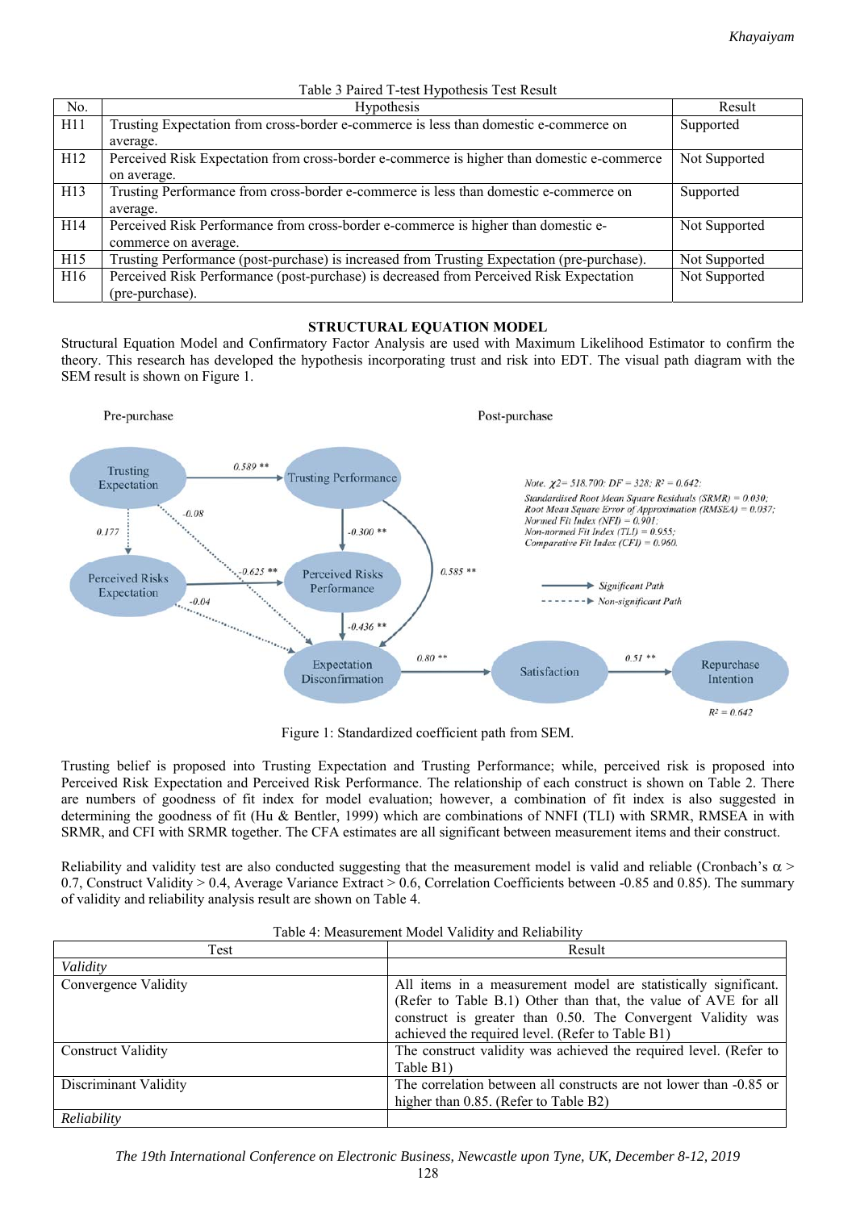Table 3 Paired T-test Hypothesis Test Result

| No. | Hypothesis | Result |
|---|---|---|
| H11 | Trusting Expectation from cross-border e-commerce is less than domestic e-commerce on average. | Supported |
| H12 | Perceived Risk Expectation from cross-border e-commerce is higher than domestic e-commerce on average. | Not Supported |
| H13 | Trusting Performance from cross-border e-commerce is less than domestic e-commerce on average. | Supported |
| H14 | Perceived Risk Performance from cross-border e-commerce is higher than domestic e-commerce on average. | Not Supported |
| H15 | Trusting Performance (post-purchase) is increased from Trusting Expectation (pre-purchase). | Not Supported |
| H16 | Perceived Risk Performance (post-purchase) is decreased from Perceived Risk Expectation (pre-purchase). | Not Supported |

## STRUCTURAL EQUATION MODEL

Structural Equation Model and Confirmatory Factor Analysis are used with Maximum Likelihood Estimator to confirm the theory. This research has developed the hypothesis incorporating trust and risk into EDT. The visual path diagram with the SEM result is shown on Figure 1.

Figure 1: Standardized coefficient path from SEM.

Trusting belief is proposed into Trusting Expectation and Trusting Performance; while, perceived risk is proposed into Perceived Risk Expectation and Perceived Risk Performance. The relationship of each construct is shown on Table 2. There are numbers of goodness of fit index for model evaluation; however, a combination of fit index is also suggested in determining the goodness of fit (Hu & Bentler, 1999) which are combinations of NNFI (TLI) with SRMR, RMSEA in with SRMR, and CFI with SRMR together. The CFA estimates are all significant between measurement items and their construct.

Reliability and validity test are also conducted suggesting that the measurement model is valid and reliable (Cronbach's $\alpha >$ 0.7, Construct Validity > 0.4, Average Variance Extract > 0.6, Correlation Coefficients between -0.85 and 0.85). The summary of validity and reliability analysis result are shown on Table 4.

Table 4: Measurement Model Validity and Reliability

| Test | Result |
|---|---|
| *Validity* | |
| Convergence Validity | All items in a measurement model are statistically significant. (Refer to Table B.1) Other than that, the value of AVE for all construct is greater than 0.50. The Convergent Validity was achieved the required level. (Refer to Table B1) |
| Construct Validity | The construct validity was achieved the required level. (Refer to Table B1) |
| Discriminant Validity | The correlation between all constructs are not lower than -0.85 or higher than 0.85. (Refer to Table B2) |
| *Reliability* | |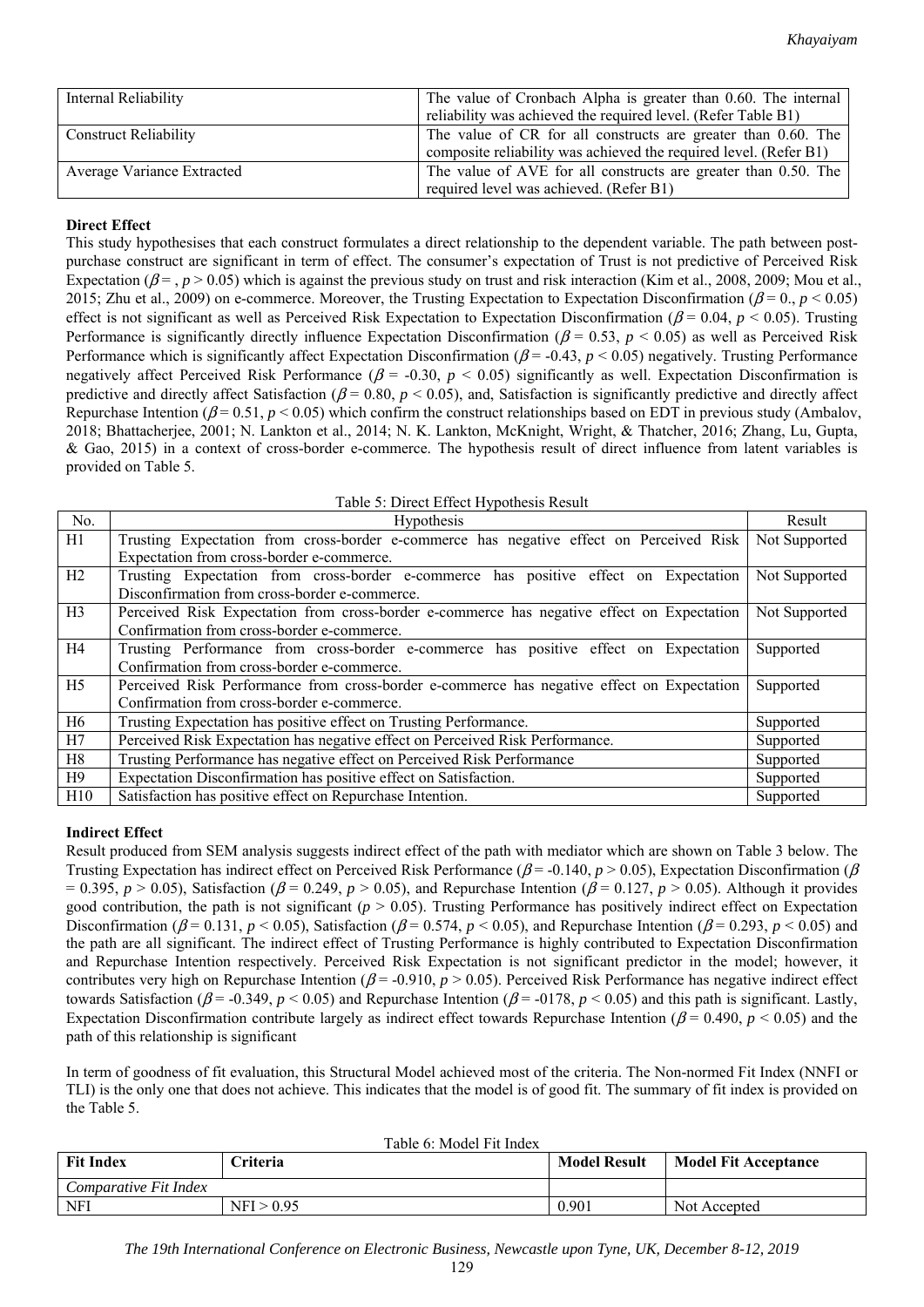| Internal Reliability | The value of Cronbach Alpha is greater than 0.60. The internal reliability was achieved the required level. (Refer Table B1) |
|---|---|
| Construct Reliability | The value of CR for all constructs are greater than 0.60. The composite reliability was achieved the required level. (Refer B1) |
| Average Variance Extracted | The value of AVE for all constructs are greater than 0.50. The required level was achieved. (Refer B1) |

**Direct Effect**

This study hypothesises that each construct formulates a direct relationship to the dependent variable. The path between post-purchase construct are significant in term of effect. The consumer's expectation of Trust is not predictive of Perceived Risk Expectation ($\beta =$ , $p > 0.05$) which is against the previous study on trust and risk interaction (Kim et al., 2008, 2009; Mou et al., 2015; Zhu et al., 2009) on e-commerce. Moreover, the Trusting Expectation to Expectation Disconfirmation ($\beta = 0.$, $p < 0.05$) effect is not significant as well as Perceived Risk Expectation to Expectation Disconfirmation ($\beta = 0.04$, $p < 0.05$). Trusting Performance is significantly directly influence Expectation Disconfirmation ($\beta = 0.53$, $p < 0.05$) as well as Perceived Risk Performance which is significantly affect Expectation Disconfirmation ($\beta = -0.43$, $p < 0.05$) negatively. Trusting Performance negatively affect Perceived Risk Performance ($\beta = -0.30$, $p < 0.05$) significantly as well. Expectation Disconfirmation is predictive and directly affect Satisfaction ($\beta = 0.80$, $p < 0.05$), and, Satisfaction is significantly predictive and directly affect Repurchase Intention ($\beta = 0.51$, $p < 0.05$) which confirm the construct relationships based on EDT in previous study (Ambalov, 2018; Bhattacherjee, 2001; N. Lankton et al., 2014; N. K. Lankton, McKnight, Wright, & Thatcher, 2016; Zhang, Lu, Gupta, & Gao, 2015) in a context of cross-border e-commerce. The hypothesis result of direct influence from latent variables is provided on Table 5.

Table 5: Direct Effect Hypothesis Result

| No. | Hypothesis | Result |
|---|---|---|
| H1 | Trusting Expectation from cross-border e-commerce has negative effect on Perceived Risk Expectation from cross-border e-commerce. | Not Supported |
| H2 | Trusting Expectation from cross-border e-commerce has positive effect on Expectation Disconfirmation from cross-border e-commerce. | Not Supported |
| H3 | Perceived Risk Expectation from cross-border e-commerce has negative effect on Expectation Confirmation from cross-border e-commerce. | Not Supported |
| H4 | Trusting Performance from cross-border e-commerce has positive effect on Expectation Confirmation from cross-border e-commerce. | Supported |
| H5 | Perceived Risk Performance from cross-border e-commerce has negative effect on Expectation Confirmation from cross-border e-commerce. | Supported |
| H6 | Trusting Expectation has positive effect on Trusting Performance. | Supported |
| H7 | Perceived Risk Expectation has negative effect on Perceived Risk Performance. | Supported |
| H8 | Trusting Performance has negative effect on Perceived Risk Performance | Supported |
| H9 | Expectation Disconfirmation has positive effect on Satisfaction. | Supported |
| H10 | Satisfaction has positive effect on Repurchase Intention. | Supported |

**Indirect Effect**

Result produced from SEM analysis suggests indirect effect of the path with mediator which are shown on Table 3 below. The Trusting Expectation has indirect effect on Perceived Risk Performance ($\beta = -0.140$, $p > 0.05$), Expectation Disconfirmation ($\beta = 0.395$, $p > 0.05$), Satisfaction ($\beta = 0.249$, $p > 0.05$), and Repurchase Intention ($\beta = 0.127$, $p > 0.05$). Although it provides good contribution, the path is not significant ($p > 0.05$). Trusting Performance has positively indirect effect on Expectation Disconfirmation ($\beta = 0.131$, $p < 0.05$), Satisfaction ($\beta = 0.574$, $p < 0.05$), and Repurchase Intention ($\beta = 0.293$, $p < 0.05$) and the path are all significant. The indirect effect of Trusting Performance is highly contributed to Expectation Disconfirmation and Repurchase Intention respectively. Perceived Risk Expectation is not significant predictor in the model; however, it contributes very high on Repurchase Intention ($\beta = -0.910$, $p > 0.05$). Perceived Risk Performance has negative indirect effect towards Satisfaction ($\beta = -0.349$, $p < 0.05$) and Repurchase Intention ($\beta = -0178$, $p < 0.05$) and this path is significant. Lastly, Expectation Disconfirmation contribute largely as indirect effect towards Repurchase Intention ($\beta = 0.490$, $p < 0.05$) and the path of this relationship is significant

In term of goodness of fit evaluation, this Structural Model achieved most of the criteria. The Non-normed Fit Index (NNFI or TLI) is the only one that does not achieve. This indicates that the model is of good fit. The summary of fit index is provided on the Table 5.

Table 6: Model Fit Index

| **Fit Index** | **Criteria** | **Model Result** | **Model Fit Acceptance** |
|---|---|---|---|
| *Comparative Fit Index* | | | |
| NFI | NFI > 0.95 | 0.901 | Not Accepted |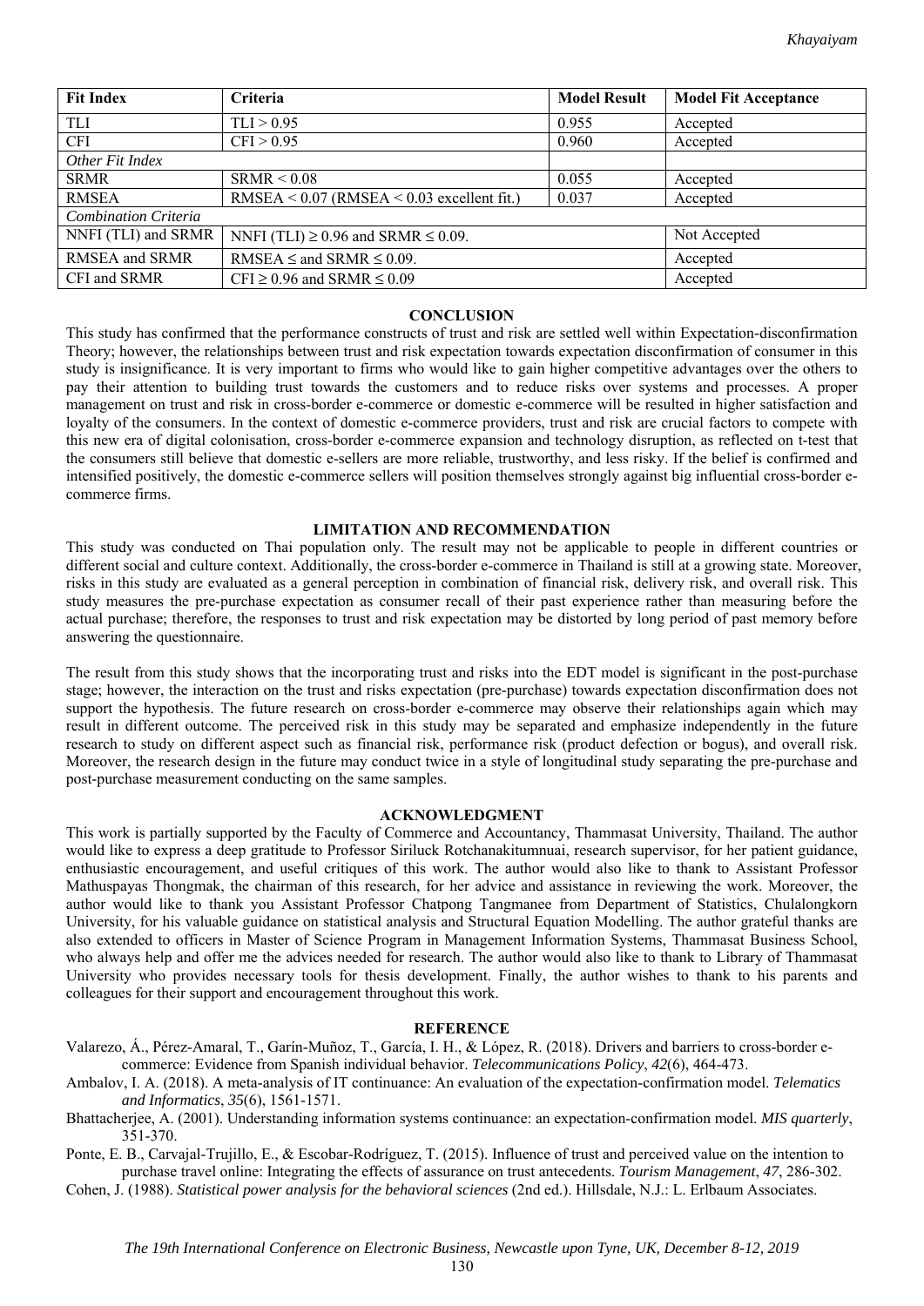| Fit Index | Criteria | Model Result | Model Fit Acceptance |
|---|---|---|---|
| TLI | TLI > 0.95 | 0.955 | Accepted |
| CFI | CFI > 0.95 | 0.960 | Accepted |
| *Other Fit Index* | | | |
| SRMR | SRMR < 0.08 | 0.055 | Accepted |
| RMSEA | RMSEA < 0.07 (RMSEA < 0.03 excellent fit.) | 0.037 | Accepted |
| *Combination Criteria* | | | |
| NNFI (TLI) and SRMR | NNFI (TLI) ≥ 0.96 and SRMR ≤ 0.09. | | Not Accepted |
| RMSEA and SRMR | RMSEA ≤ and SRMR ≤ 0.09. | | Accepted |
| CFI and SRMR | CFI ≥ 0.96 and SRMR ≤ 0.09 | | Accepted |

## CONCLUSION

This study has confirmed that the performance constructs of trust and risk are settled well within Expectation-disconfirmation Theory; however, the relationships between trust and risk expectation towards expectation disconfirmation of consumer in this study is insignificance. It is very important to firms who would like to gain higher competitive advantages over the others to pay their attention to building trust towards the customers and to reduce risks over systems and processes. A proper management on trust and risk in cross-border e-commerce or domestic e-commerce will be resulted in higher satisfaction and loyalty of the consumers. In the context of domestic e-commerce providers, trust and risk are crucial factors to compete with this new era of digital colonisation, cross-border e-commerce expansion and technology disruption, as reflected on t-test that the consumers still believe that domestic e-sellers are more reliable, trustworthy, and less risky. If the belief is confirmed and intensified positively, the domestic e-commerce sellers will position themselves strongly against big influential cross-border e-commerce firms.

## LIMITATION AND RECOMMENDATION

This study was conducted on Thai population only. The result may not be applicable to people in different countries or different social and culture context. Additionally, the cross-border e-commerce in Thailand is still at a growing state. Moreover, risks in this study are evaluated as a general perception in combination of financial risk, delivery risk, and overall risk. This study measures the pre-purchase expectation as consumer recall of their past experience rather than measuring before the actual purchase; therefore, the responses to trust and risk expectation may be distorted by long period of past memory before answering the questionnaire.

The result from this study shows that the incorporating trust and risks into the EDT model is significant in the post-purchase stage; however, the interaction on the trust and risks expectation (pre-purchase) towards expectation disconfirmation does not support the hypothesis. The future research on cross-border e-commerce may observe their relationships again which may result in different outcome. The perceived risk in this study may be separated and emphasize independently in the future research to study on different aspect such as financial risk, performance risk (product defection or bogus), and overall risk. Moreover, the research design in the future may conduct twice in a style of longitudinal study separating the pre-purchase and post-purchase measurement conducting on the same samples.

## ACKNOWLEDGMENT

This work is partially supported by the Faculty of Commerce and Accountancy, Thammasat University, Thailand. The author would like to express a deep gratitude to Professor Siriluck Rotchanakitumnuai, research supervisor, for her patient guidance, enthusiastic encouragement, and useful critiques of this work. The author would also like to thank to Assistant Professor Mathuspayas Thongmak, the chairman of this research, for her advice and assistance in reviewing the work. Moreover, the author would like to thank you Assistant Professor Chatpong Tangmanee from Department of Statistics, Chulalongkorn University, for his valuable guidance on statistical analysis and Structural Equation Modelling. The author grateful thanks are also extended to officers in Master of Science Program in Management Information Systems, Thammasat Business School, who always help and offer me the advices needed for research. The author would also like to thank to Library of Thammasat University who provides necessary tools for thesis development. Finally, the author wishes to thank to his parents and colleagues for their support and encouragement throughout this work.

## REFERENCE

Valarezo, Á., Pérez-Amaral, T., Garín-Muñoz, T., García, I. H., & López, R. (2018). Drivers and barriers to cross-border e-commerce: Evidence from Spanish individual behavior. *Telecommunications Policy*, *42*(6), 464-473.

Ambalov, I. A. (2018). A meta-analysis of IT continuance: An evaluation of the expectation-confirmation model. *Telematics and Informatics*, *35*(6), 1561-1571.

Bhattacherjee, A. (2001). Understanding information systems continuance: an expectation-confirmation model. *MIS quarterly*, 351-370.

Ponte, E. B., Carvajal-Trujillo, E., & Escobar-Rodríguez, T. (2015). Influence of trust and perceived value on the intention to purchase travel online: Integrating the effects of assurance on trust antecedents. *Tourism Management*, *47*, 286-302.

Cohen, J. (1988). *Statistical power analysis for the behavioral sciences* (2nd ed.). Hillsdale, N.J.: L. Erlbaum Associates.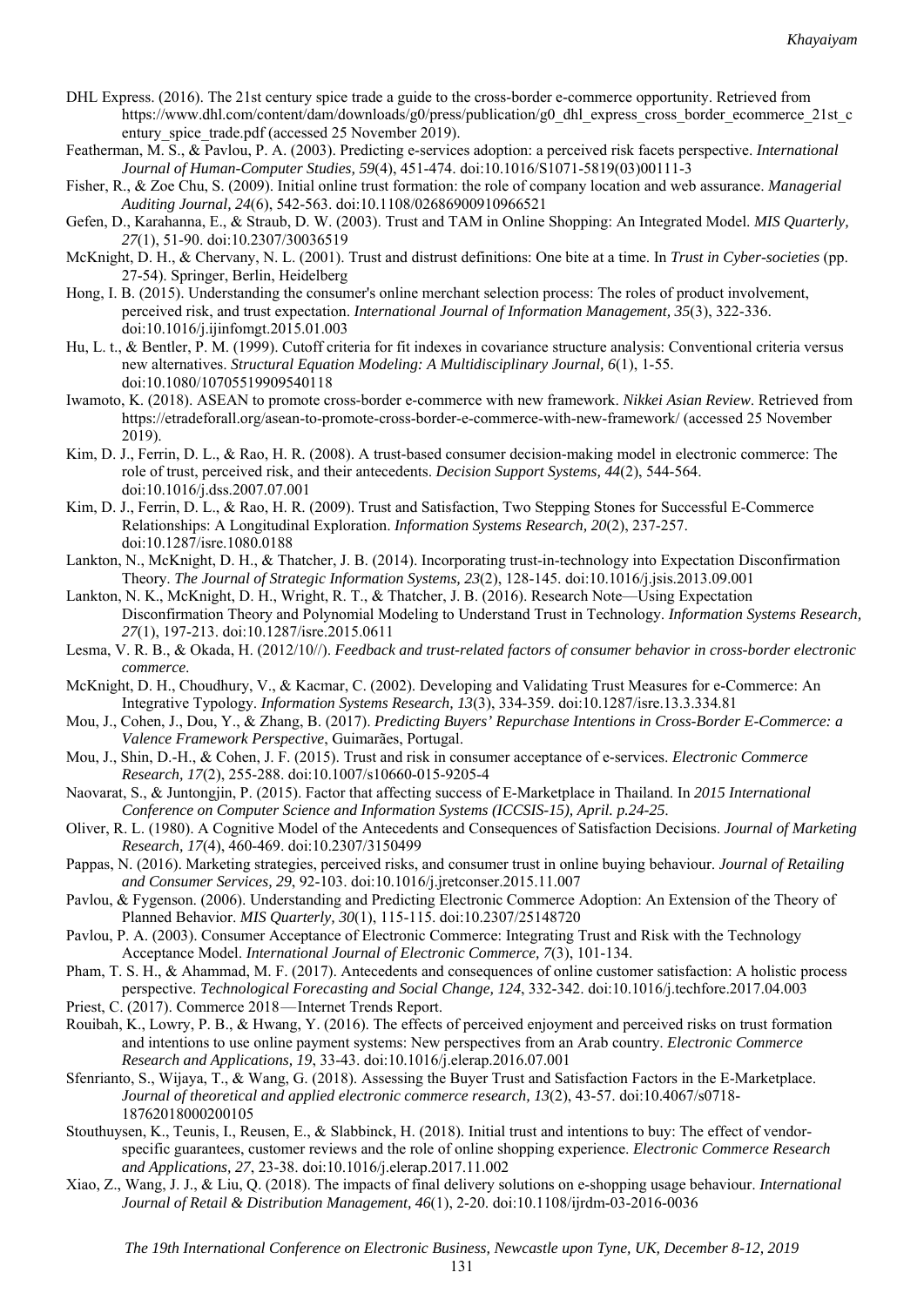DHL Express. (2016). The 21st century spice trade a guide to the cross-border e-commerce opportunity. Retrieved from https://www.dhl.com/content/dam/downloads/g0/press/publication/g0_dhl_express_cross_border_ecommerce_21st_century_spice_trade.pdf (accessed 25 November 2019).

Featherman, M. S., & Pavlou, P. A. (2003). Predicting e-services adoption: a perceived risk facets perspective. *International Journal of Human-Computer Studies, 59*(4), 451-474. doi:10.1016/S1071-5819(03)00111-3

Fisher, R., & Zoe Chu, S. (2009). Initial online trust formation: the role of company location and web assurance. *Managerial Auditing Journal, 24*(6), 542-563. doi:10.1108/02686900910966521

Gefen, D., Karahanna, E., & Straub, D. W. (2003). Trust and TAM in Online Shopping: An Integrated Model. *MIS Quarterly, 27*(1), 51-90. doi:10.2307/30036519

McKnight, D. H., & Chervany, N. L. (2001). Trust and distrust definitions: One bite at a time. In *Trust in Cyber-societies* (pp. 27-54). Springer, Berlin, Heidelberg

Hong, I. B. (2015). Understanding the consumer's online merchant selection process: The roles of product involvement, perceived risk, and trust expectation. *International Journal of Information Management, 35*(3), 322-336. doi:10.1016/j.ijinfomgt.2015.01.003

Hu, L. t., & Bentler, P. M. (1999). Cutoff criteria for fit indexes in covariance structure analysis: Conventional criteria versus new alternatives. *Structural Equation Modeling: A Multidisciplinary Journal, 6*(1), 1-55. doi:10.1080/10705519909540118

Iwamoto, K. (2018). ASEAN to promote cross-border e-commerce with new framework. *Nikkei Asian Review*. Retrieved from https://etradeforall.org/asean-to-promote-cross-border-e-commerce-with-new-framework/ (accessed 25 November 2019).

Kim, D. J., Ferrin, D. L., & Rao, H. R. (2008). A trust-based consumer decision-making model in electronic commerce: The role of trust, perceived risk, and their antecedents. *Decision Support Systems, 44*(2), 544-564. doi:10.1016/j.dss.2007.07.001

Kim, D. J., Ferrin, D. L., & Rao, H. R. (2009). Trust and Satisfaction, Two Stepping Stones for Successful E-Commerce Relationships: A Longitudinal Exploration. *Information Systems Research, 20*(2), 237-257. doi:10.1287/isre.1080.0188

Lankton, N., McKnight, D. H., & Thatcher, J. B. (2014). Incorporating trust-in-technology into Expectation Disconfirmation Theory. *The Journal of Strategic Information Systems, 23*(2), 128-145. doi:10.1016/j.jsis.2013.09.001

Lankton, N. K., McKnight, D. H., Wright, R. T., & Thatcher, J. B. (2016). Research Note—Using Expectation Disconfirmation Theory and Polynomial Modeling to Understand Trust in Technology. *Information Systems Research, 27*(1), 197-213. doi:10.1287/isre.2015.0611

Lesma, V. R. B., & Okada, H. (2012/10//). *Feedback and trust-related factors of consumer behavior in cross-border electronic commerce*.

McKnight, D. H., Choudhury, V., & Kacmar, C. (2002). Developing and Validating Trust Measures for e-Commerce: An Integrative Typology. *Information Systems Research, 13*(3), 334-359. doi:10.1287/isre.13.3.334.81

Mou, J., Cohen, J., Dou, Y., & Zhang, B. (2017). *Predicting Buyers' Repurchase Intentions in Cross-Border E-Commerce: a Valence Framework Perspective*, Guimarães, Portugal.

Mou, J., Shin, D.-H., & Cohen, J. F. (2015). Trust and risk in consumer acceptance of e-services. *Electronic Commerce Research, 17*(2), 255-288. doi:10.1007/s10660-015-9205-4

Naovarat, S., & Juntongjin, P. (2015). Factor that affecting success of E-Marketplace in Thailand. In *2015 International Conference on Computer Science and Information Systems (ICCSIS-15), April. p.24-25*.

Oliver, R. L. (1980). A Cognitive Model of the Antecedents and Consequences of Satisfaction Decisions. *Journal of Marketing Research, 17*(4), 460-469. doi:10.2307/3150499

Pappas, N. (2016). Marketing strategies, perceived risks, and consumer trust in online buying behaviour. *Journal of Retailing and Consumer Services, 29*, 92-103. doi:10.1016/j.jretconser.2015.11.007

Pavlou, & Fygenson. (2006). Understanding and Predicting Electronic Commerce Adoption: An Extension of the Theory of Planned Behavior. *MIS Quarterly, 30*(1), 115-115. doi:10.2307/25148720

Pavlou, P. A. (2003). Consumer Acceptance of Electronic Commerce: Integrating Trust and Risk with the Technology Acceptance Model. *International Journal of Electronic Commerce, 7*(3), 101-134.

Pham, T. S. H., & Ahammad, M. F. (2017). Antecedents and consequences of online customer satisfaction: A holistic process perspective. *Technological Forecasting and Social Change, 124*, 332-342. doi:10.1016/j.techfore.2017.04.003

Priest, C. (2017). Commerce 2018—Internet Trends Report.

Rouibah, K., Lowry, P. B., & Hwang, Y. (2016). The effects of perceived enjoyment and perceived risks on trust formation and intentions to use online payment systems: New perspectives from an Arab country. *Electronic Commerce Research and Applications, 19*, 33-43. doi:10.1016/j.elerap.2016.07.001

Sfenrianto, S., Wijaya, T., & Wang, G. (2018). Assessing the Buyer Trust and Satisfaction Factors in the E-Marketplace. *Journal of theoretical and applied electronic commerce research, 13*(2), 43-57. doi:10.4067/s0718-18762018000200105

Stouthuysen, K., Teunis, I., Reusen, E., & Slabbinck, H. (2018). Initial trust and intentions to buy: The effect of vendor-specific guarantees, customer reviews and the role of online shopping experience. *Electronic Commerce Research and Applications, 27*, 23-38. doi:10.1016/j.elerap.2017.11.002

Xiao, Z., Wang, J. J., & Liu, Q. (2018). The impacts of final delivery solutions on e-shopping usage behaviour. *International Journal of Retail & Distribution Management, 46*(1), 2-20. doi:10.1108/ijrdm-03-2016-0036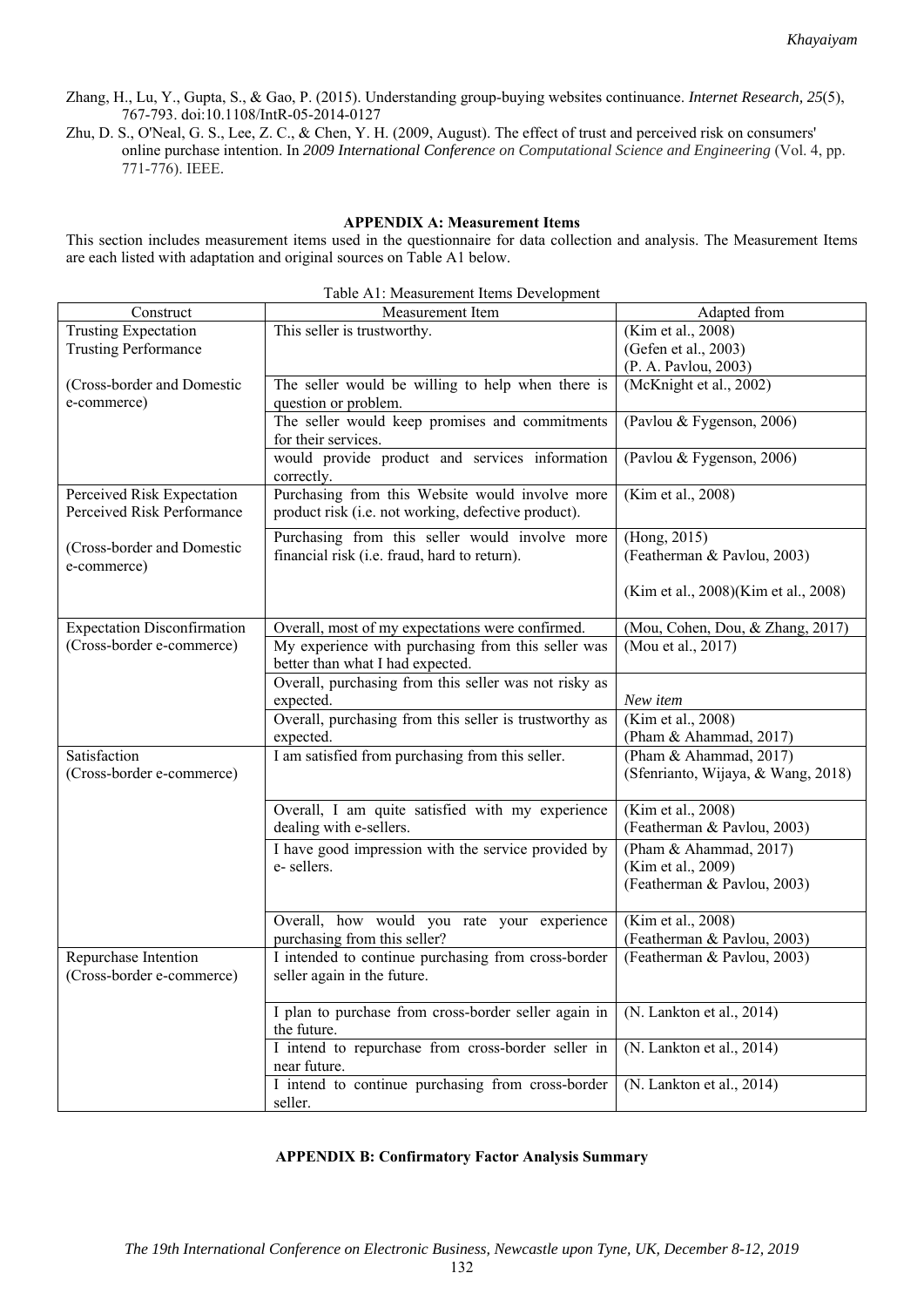Zhang, H., Lu, Y., Gupta, S., & Gao, P. (2015). Understanding group-buying websites continuance. *Internet Research, 25*(5), 767-793. doi:10.1108/IntR-05-2014-0127

Zhu, D. S., O'Neal, G. S., Lee, Z. C., & Chen, Y. H. (2009, August). The effect of trust and perceived risk on consumers' online purchase intention. In *2009 International Conference on Computational Science and Engineering* (Vol. 4, pp. 771-776). IEEE.

## APPENDIX A: Measurement Items

This section includes measurement items used in the questionnaire for data collection and analysis. The Measurement Items are each listed with adaptation and original sources on Table A1 below.

Table A1: Measurement Items Development

| Construct | Measurement Item | Adapted from |
|---|---|---|
| Trusting Expectation<br>Trusting Performance | This seller is trustworthy. | (Kim et al., 2008)<br>(Gefen et al., 2003)<br>(P. A. Pavlou, 2003) |
| (Cross-border and Domestic e-commerce) | The seller would be willing to help when there is question or problem. | (McKnight et al., 2002) |
| | The seller would keep promises and commitments for their services. | (Pavlou & Fygenson, 2006) |
| | would provide product and services information correctly. | (Pavlou & Fygenson, 2006) |
| Perceived Risk Expectation<br>Perceived Risk Performance | Purchasing from this Website would involve more product risk (i.e. not working, defective product). | (Kim et al., 2008) |
| (Cross-border and Domestic e-commerce) | Purchasing from this seller would involve more financial risk (i.e. fraud, hard to return). | (Hong, 2015)<br>(Featherman & Pavlou, 2003)<br><br>(Kim et al., 2008)(Kim et al., 2008) |
| Expectation Disconfirmation<br>(Cross-border e-commerce) | Overall, most of my expectations were confirmed. | (Mou, Cohen, Dou, & Zhang, 2017) |
| | My experience with purchasing from this seller was better than what I had expected. | (Mou et al., 2017) |
| | Overall, purchasing from this seller was not risky as expected. | *New item* |
| | Overall, purchasing from this seller is trustworthy as expected. | (Kim et al., 2008)<br>(Pham & Ahammad, 2017) |
| Satisfaction<br>(Cross-border e-commerce) | I am satisfied from purchasing from this seller. | (Pham & Ahammad, 2017)<br>(Sfenrianto, Wijaya, & Wang, 2018) |
| | Overall, I am quite satisfied with my experience dealing with e-sellers. | (Kim et al., 2008)<br>(Featherman & Pavlou, 2003) |
| | I have good impression with the service provided by e- sellers. | (Pham & Ahammad, 2017)<br>(Kim et al., 2009)<br>(Featherman & Pavlou, 2003) |
| | Overall, how would you rate your experience purchasing from this seller? | (Kim et al., 2008)<br>(Featherman & Pavlou, 2003) |
| Repurchase Intention<br>(Cross-border e-commerce) | I intended to continue purchasing from cross-border seller again in the future. | (Featherman & Pavlou, 2003) |
| | I plan to purchase from cross-border seller again in the future. | (N. Lankton et al., 2014) |
| | I intend to repurchase from cross-border seller in near future. | (N. Lankton et al., 2014) |
| | I intend to continue purchasing from cross-border seller. | (N. Lankton et al., 2014) |

## APPENDIX B: Confirmatory Factor Analysis Summary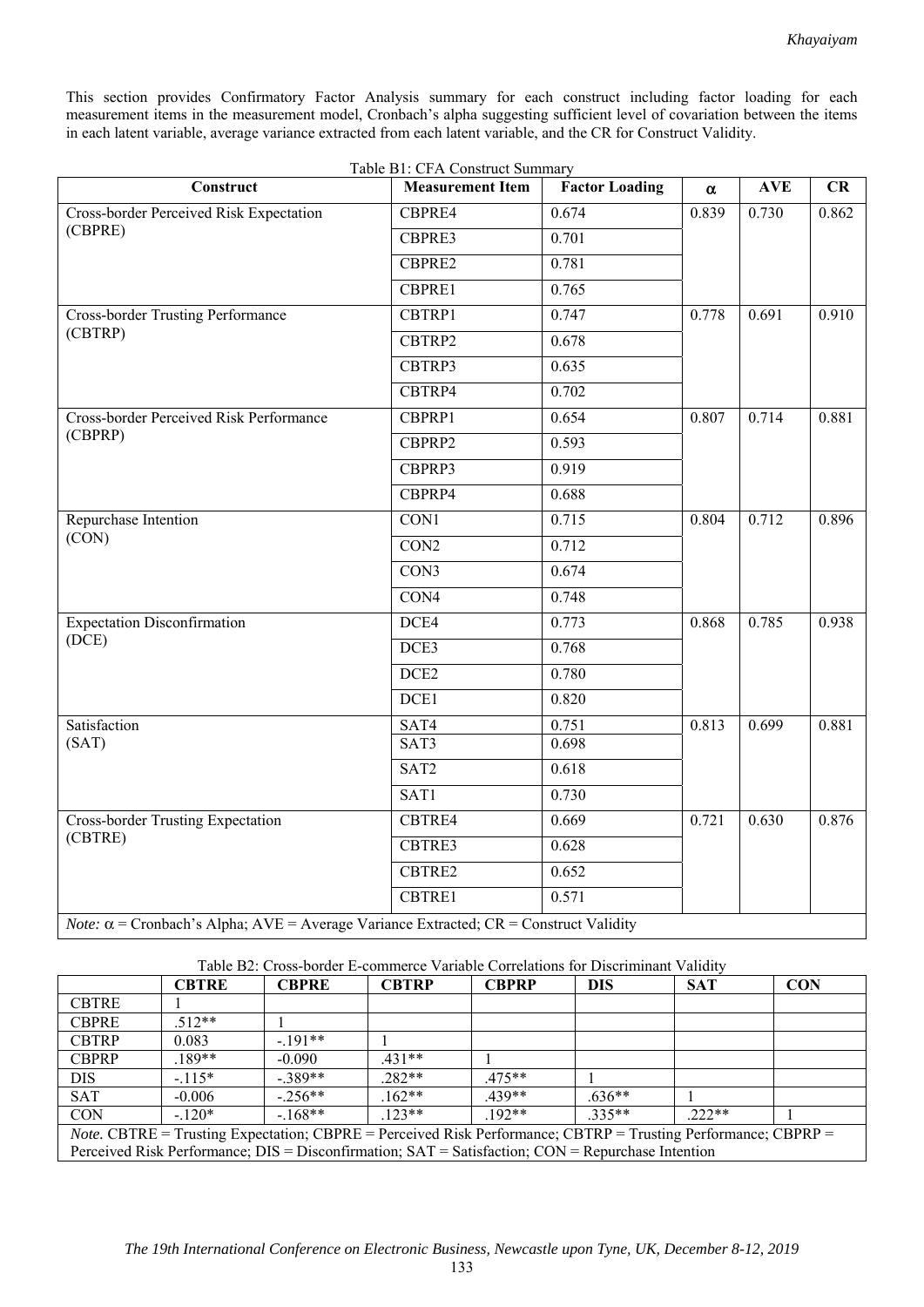This section provides Confirmatory Factor Analysis summary for each construct including factor loading for each measurement items in the measurement model, Cronbach's alpha suggesting sufficient level of covariation between the items in each latent variable, average variance extracted from each latent variable, and the CR for Construct Validity.

Table B1: CFA Construct Summary

| Construct | Measurement Item | Factor Loading | $\alpha$ | AVE | CR |
|---|---|---|---|---|---|
| Cross-border Perceived Risk Expectation (CBPRE) | CBPRE4 | 0.674 | 0.839 | 0.730 | 0.862 |
| | CBPRE3 | 0.701 | | | |
| | CBPRE2 | 0.781 | | | |
| | CBPRE1 | 0.765 | | | |
| Cross-border Trusting Performance (CBTRP) | CBTRP1 | 0.747 | 0.778 | 0.691 | 0.910 |
| | CBTRP2 | 0.678 | | | |
| | CBTRP3 | 0.635 | | | |
| | CBTRP4 | 0.702 | | | |
| Cross-border Perceived Risk Performance (CBPRP) | CBPRP1 | 0.654 | 0.807 | 0.714 | 0.881 |
| | CBPRP2 | 0.593 | | | |
| | CBPRP3 | 0.919 | | | |
| | CBPRP4 | 0.688 | | | |
| Repurchase Intention (CON) | CON1 | 0.715 | 0.804 | 0.712 | 0.896 |
| | CON2 | 0.712 | | | |
| | CON3 | 0.674 | | | |
| | CON4 | 0.748 | | | |
| Expectation Disconfirmation (DCE) | DCE4 | 0.773 | 0.868 | 0.785 | 0.938 |
| | DCE3 | 0.768 | | | |
| | DCE2 | 0.780 | | | |
| | DCE1 | 0.820 | | | |
| Satisfaction (SAT) | SAT4 | 0.751 | 0.813 | 0.699 | 0.881 |
| | SAT3 | 0.698 | | | |
| | SAT2 | 0.618 | | | |
| | SAT1 | 0.730 | | | |
| Cross-border Trusting Expectation (CBTRE) | CBTRE4 | 0.669 | 0.721 | 0.630 | 0.876 |
| | CBTRE3 | 0.628 | | | |
| | CBTRE2 | 0.652 | | | |
| | CBTRE1 | 0.571 | | | |

*Note:* $\alpha$ = Cronbach's Alpha; AVE = Average Variance Extracted; CR = Construct Validity

Table B2: Cross-border E-commerce Variable Correlations for Discriminant Validity

| | CBTRE | CBPRE | CBTRP | CBPRP | DIS | SAT | CON |
|---|---|---|---|---|---|---|---|
| CBTRE | 1 | | | | | | |
| CBPRE | .512** | 1 | | | | | |
| CBTRP | 0.083 | -.191** | 1 | | | | |
| CBPRP | .189** | -0.090 | .431** | 1 | | | |
| DIS | -.115* | -.389** | .282** | .475** | 1 | | |
| SAT | -0.006 | -.256** | .162** | .439** | .636** | 1 | |
| CON | -.120* | -.168** | .123** | .192** | .335** | .222** | 1 |

*Note.* CBTRE = Trusting Expectation; CBPRE = Perceived Risk Performance; CBTRP = Trusting Performance; CBPRP = Perceived Risk Performance; DIS = Disconfirmation; SAT = Satisfaction; CON = Repurchase Intention